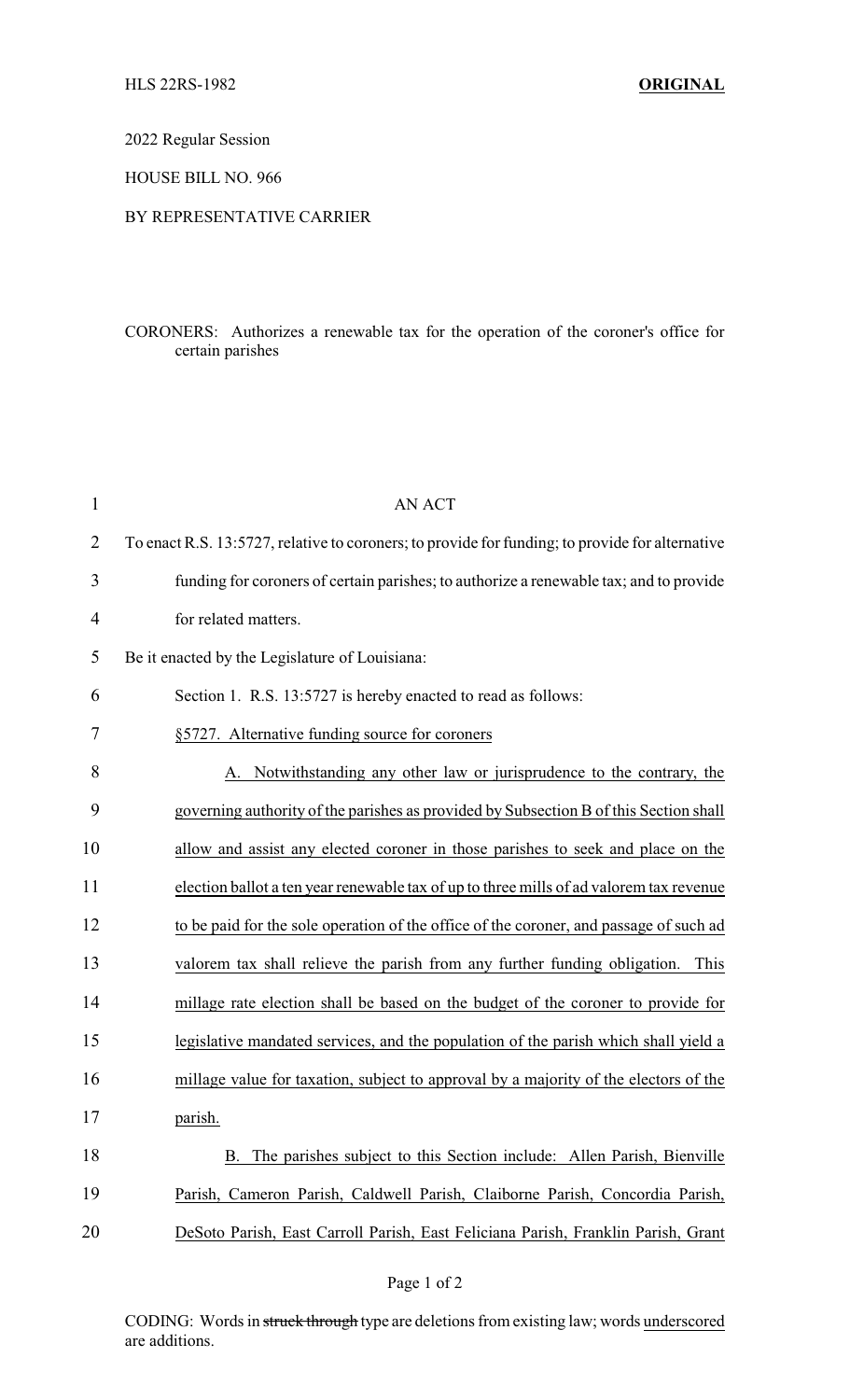HLS 22RS-1982 **ORIGINAL**

2022 Regular Session

HOUSE BILL NO. 966

BY REPRESENTATIVE CARRIER

CORONERS: Authorizes a renewable tax for the operation of the coroner's office for certain parishes

AN ACT

To enact R.S. 13:5727, relative to coroners; to provide for funding; to provide for alternative funding for coroners of certain parishes; to authorize a renewable tax; and to provide for related matters.

Be it enacted by the Legislature of Louisiana:

Section 1. R.S. 13:5727 is hereby enacted to read as follows:

§5727. Alternative funding source for coroners

A. Notwithstanding any other law or jurisprudence to the contrary, the governing authority of the parishes as provided by Subsection B of this Section shall allow and assist any elected coroner in those parishes to seek and place on the election ballot a ten year renewable tax of up to three mills of ad valorem tax revenue to be paid for the sole operation of the office of the coroner, and passage of such ad valorem tax shall relieve the parish from any further funding obligation. This millage rate election shall be based on the budget of the coroner to provide for legislative mandated services, and the population of the parish which shall yield a millage value for taxation, subject to approval by a majority of the electors of the parish.

B. The parishes subject to this Section include: Allen Parish, Bienville Parish, Cameron Parish, Caldwell Parish, Claiborne Parish, Concordia Parish, DeSoto Parish, East Carroll Parish, East Feliciana Parish, Franklin Parish, Grant

CODING: Words in ~~struck through~~ type are deletions from existing law; words underscored are additions.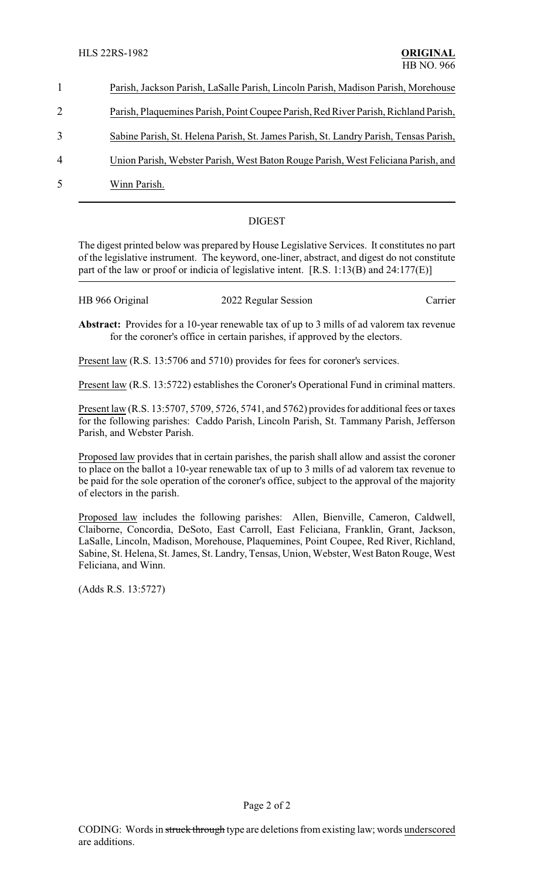1 Parish, Jackson Parish, LaSalle Parish, Lincoln Parish, Madison Parish, Morehouse

2 Parish, Plaquemines Parish, Point Coupee Parish, Red River Parish, Richland Parish,

3 Sabine Parish, St. Helena Parish, St. James Parish, St. Landry Parish, Tensas Parish,

4 Union Parish, Webster Parish, West Baton Rouge Parish, West Feliciana Parish, and

5 Winn Parish.

---

## DIGEST

The digest printed below was prepared by House Legislative Services. It constitutes no part of the legislative instrument. The keyword, one-liner, abstract, and digest do not constitute part of the law or proof or indicia of legislative intent. [R.S. 1:13(B) and 24:177(E)]

HB 966 Original 2022 Regular Session Carrier

**Abstract:** Provides for a 10-year renewable tax of up to 3 mills of ad valorem tax revenue for the coroner's office in certain parishes, if approved by the electors.

Present law (R.S. 13:5706 and 5710) provides for fees for coroner's services.

Present law (R.S. 13:5722) establishes the Coroner's Operational Fund in criminal matters.

Present law (R.S. 13:5707, 5709, 5726, 5741, and 5762) provides for additional fees or taxes for the following parishes: Caddo Parish, Lincoln Parish, St. Tammany Parish, Jefferson Parish, and Webster Parish.

Proposed law provides that in certain parishes, the parish shall allow and assist the coroner to place on the ballot a 10-year renewable tax of up to 3 mills of ad valorem tax revenue to be paid for the sole operation of the coroner's office, subject to the approval of the majority of electors in the parish.

Proposed law includes the following parishes: Allen, Bienville, Cameron, Caldwell, Claiborne, Concordia, DeSoto, East Carroll, East Feliciana, Franklin, Grant, Jackson, LaSalle, Lincoln, Madison, Morehouse, Plaquemines, Point Coupee, Red River, Richland, Sabine, St. Helena, St. James, St. Landry, Tensas, Union, Webster, West Baton Rouge, West Feliciana, and Winn.

(Adds R.S. 13:5727)

CODING: Words in ~~struck through~~ type are deletions from existing law; words underscored are additions.